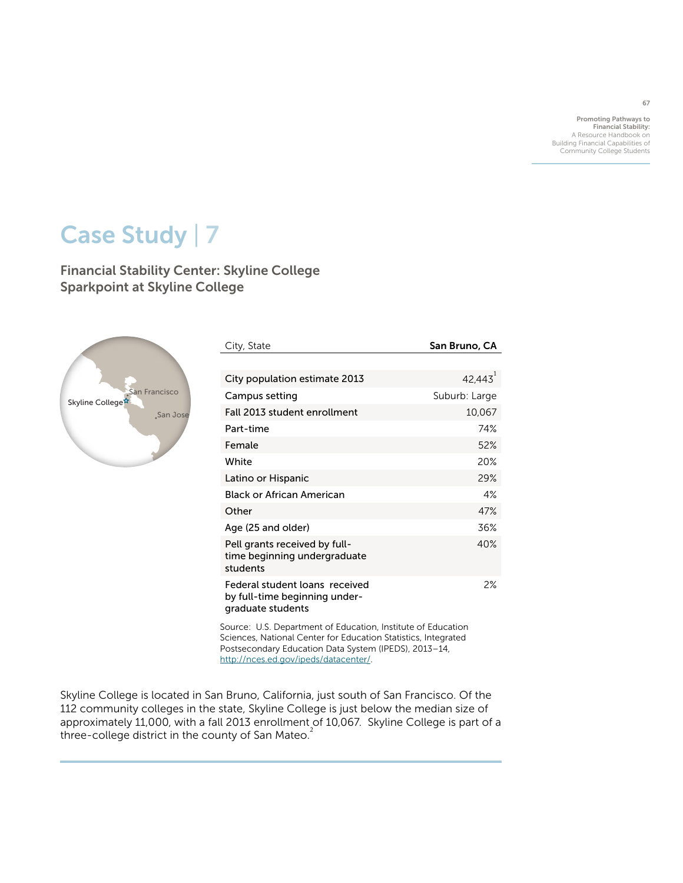# Case Study | 7

## Financial Stability Center: Skyline College
## Sparkpoint at Skyline College

| City, State | San Bruno, CA |
|---|---|
| City population estimate 2013 | 42,443[1] |
| Campus setting | Suburb: Large |
| Fall 2013 student enrollment | 10,067 |
| Part-time | 74% |
| Female | 52% |
| White | 20% |
| Latino or Hispanic | 29% |
| Black or African American | 4% |
| Other | 47% |
| Age (25 and older) | 36% |
| Pell grants received by full-time beginning undergraduate students | 40% |
| Federal student loans received by full-time beginning under-graduate students | 2% |

Source: U.S. Department of Education, Institute of Education Sciences, National Center for Education Statistics, Integrated Postsecondary Education Data System (IPEDS), 2013–14, http://nces.ed.gov/ipeds/datacenter/.

Skyline College is located in San Bruno, California, just south of San Francisco. Of the 112 community colleges in the state, Skyline College is just below the median size of approximately 11,000, with a fall 2013 enrollment of 10,067. Skyline College is part of a three-college district in the county of San Mateo.[2]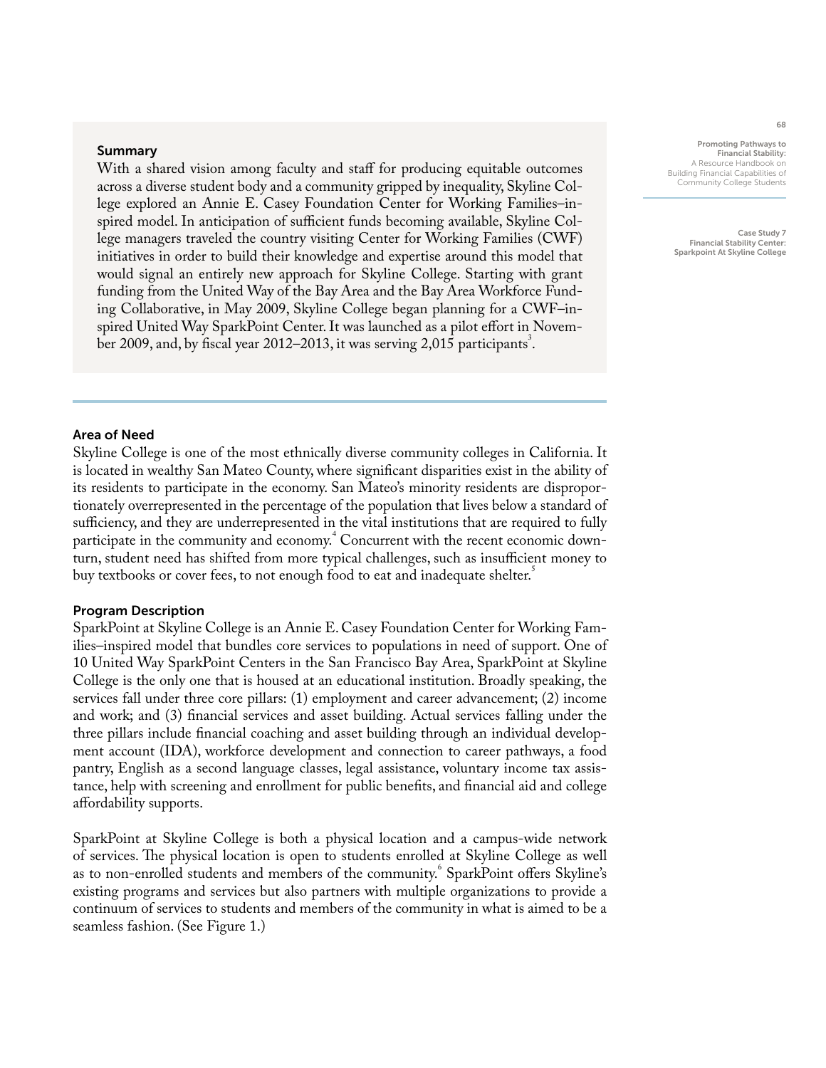## Summary

With a shared vision among faculty and staff for producing equitable outcomes across a diverse student body and a community gripped by inequality, Skyline College explored an Annie E. Casey Foundation Center for Working Families–inspired model. In anticipation of sufficient funds becoming available, Skyline College managers traveled the country visiting Center for Working Families (CWF) initiatives in order to build their knowledge and expertise around this model that would signal an entirely new approach for Skyline College. Starting with grant funding from the United Way of the Bay Area and the Bay Area Workforce Funding Collaborative, in May 2009, Skyline College began planning for a CWF–inspired United Way SparkPoint Center. It was launched as a pilot effort in November 2009, and, by fiscal year 2012–2013, it was serving 2,015 participants[3].

## Area of Need

Skyline College is one of the most ethnically diverse community colleges in California. It is located in wealthy San Mateo County, where significant disparities exist in the ability of its residents to participate in the economy. San Mateo's minority residents are disproportionately overrepresented in the percentage of the population that lives below a standard of sufficiency, and they are underrepresented in the vital institutions that are required to fully participate in the community and economy.[4] Concurrent with the recent economic downturn, student need has shifted from more typical challenges, such as insufficient money to buy textbooks or cover fees, to not enough food to eat and inadequate shelter.[5]

## Program Description

SparkPoint at Skyline College is an Annie E. Casey Foundation Center for Working Families–inspired model that bundles core services to populations in need of support. One of 10 United Way SparkPoint Centers in the San Francisco Bay Area, SparkPoint at Skyline College is the only one that is housed at an educational institution. Broadly speaking, the services fall under three core pillars: (1) employment and career advancement; (2) income and work; and (3) financial services and asset building. Actual services falling under the three pillars include financial coaching and asset building through an individual development account (IDA), workforce development and connection to career pathways, a food pantry, English as a second language classes, legal assistance, voluntary income tax assistance, help with screening and enrollment for public benefits, and financial aid and college affordability supports.

SparkPoint at Skyline College is both a physical location and a campus-wide network of services. The physical location is open to students enrolled at Skyline College as well as to non-enrolled students and members of the community.[6] SparkPoint offers Skyline's existing programs and services but also partners with multiple organizations to provide a continuum of services to students and members of the community in what is aimed to be a seamless fashion. (See Figure 1.)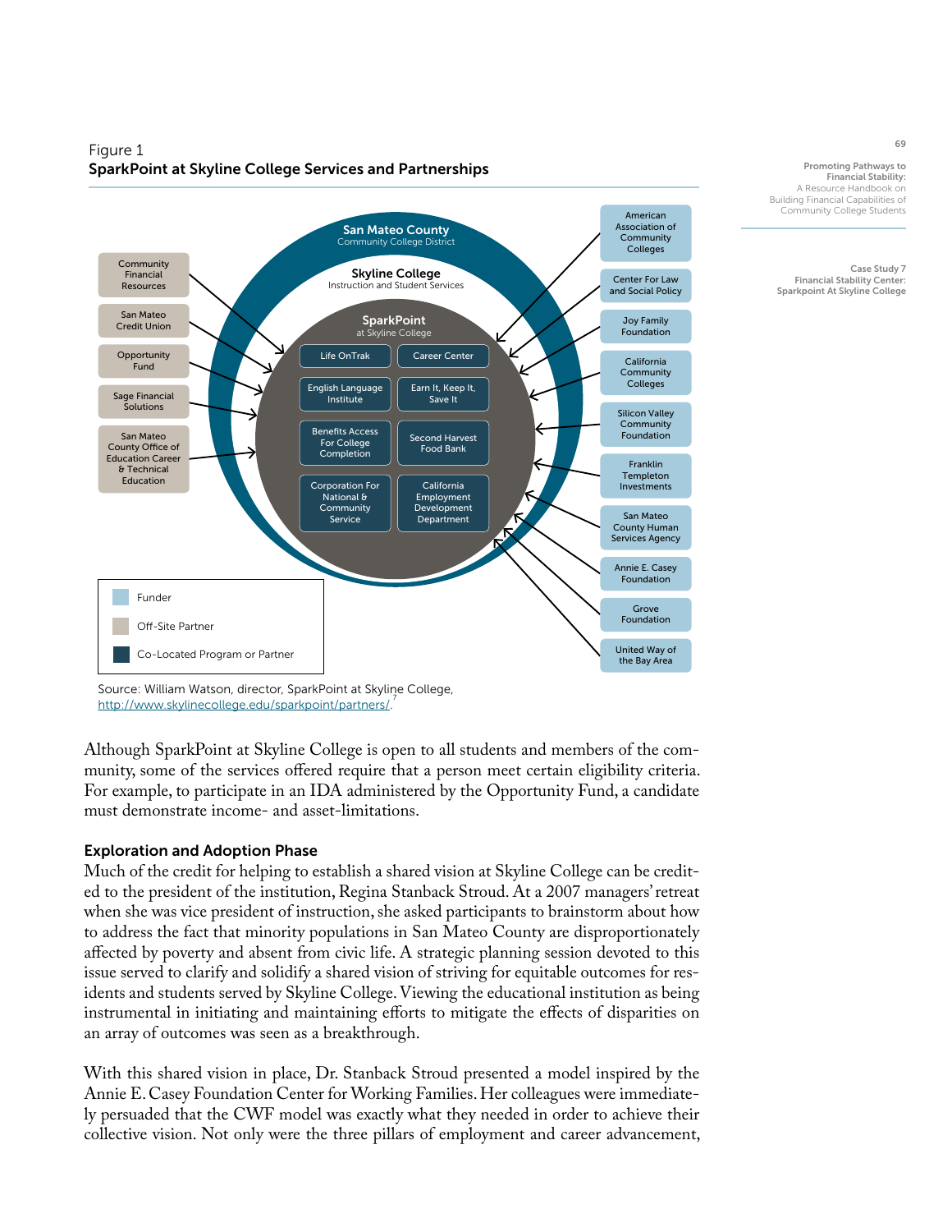Figure 1
**SparkPoint at Skyline College Services and Partnerships**

San Mateo County Community College District

Skyline College — Instruction and Student Services

SparkPoint at Skyline College

- Life OnTrak
- Career Center
- English Language Institute
- Earn It, Keep It, Save It
- Benefits Access For College Completion
- Second Harvest Food Bank
- Corporation For National & Community Service
- California Employment Development Department

Off-Site Partners:

- Community Financial Resources
- San Mateo Credit Union
- Opportunity Fund
- Sage Financial Solutions
- San Mateo County Office of Education Career & Technical Education

Funders:

- American Association of Community Colleges
- Center For Law and Social Policy
- Joy Family Foundation
- California Community Colleges
- Silicon Valley Community Foundation
- Franklin Templeton Investments
- San Mateo County Human Services Agency
- Annie E. Casey Foundation
- Grove Foundation
- United Way of the Bay Area

Legend: Funder; Off-Site Partner; Co-Located Program or Partner

Source: William Watson, director, SparkPoint at Skyline College, http://www.skylinecollege.edu/sparkpoint/partners/.[7]

Although SparkPoint at Skyline College is open to all students and members of the community, some of the services offered require that a person meet certain eligibility criteria. For example, to participate in an IDA administered by the Opportunity Fund, a candidate must demonstrate income- and asset-limitations.

### Exploration and Adoption Phase

Much of the credit for helping to establish a shared vision at Skyline College can be credited to the president of the institution, Regina Stanback Stroud. At a 2007 managers' retreat when she was vice president of instruction, she asked participants to brainstorm about how to address the fact that minority populations in San Mateo County are disproportionately affected by poverty and absent from civic life. A strategic planning session devoted to this issue served to clarify and solidify a shared vision of striving for equitable outcomes for residents and students served by Skyline College. Viewing the educational institution as being instrumental in initiating and maintaining efforts to mitigate the effects of disparities on an array of outcomes was seen as a breakthrough.

With this shared vision in place, Dr. Stanback Stroud presented a model inspired by the Annie E. Casey Foundation Center for Working Families. Her colleagues were immediately persuaded that the CWF model was exactly what they needed in order to achieve their collective vision. Not only were the three pillars of employment and career advancement,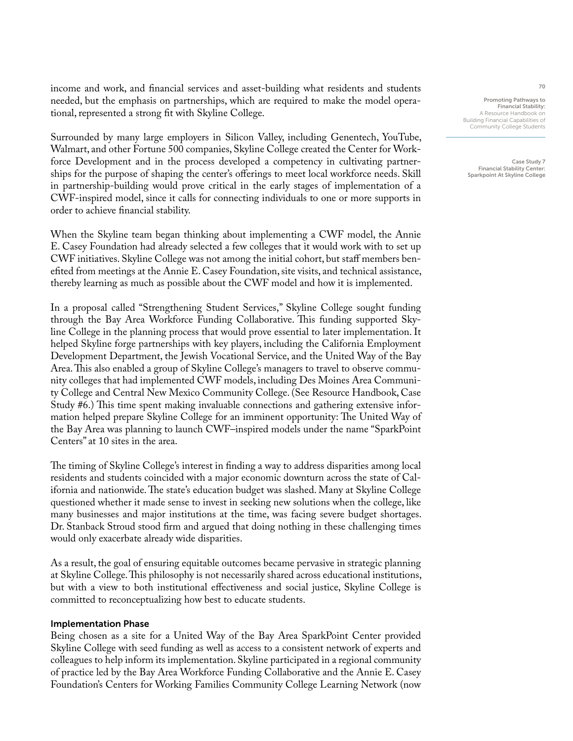income and work, and financial services and asset-building what residents and students needed, but the emphasis on partnerships, which are required to make the model operational, represented a strong fit with Skyline College.

Surrounded by many large employers in Silicon Valley, including Genentech, YouTube, Walmart, and other Fortune 500 companies, Skyline College created the Center for Workforce Development and in the process developed a competency in cultivating partnerships for the purpose of shaping the center's offerings to meet local workforce needs. Skill in partnership-building would prove critical in the early stages of implementation of a CWF-inspired model, since it calls for connecting individuals to one or more supports in order to achieve financial stability.

When the Skyline team began thinking about implementing a CWF model, the Annie E. Casey Foundation had already selected a few colleges that it would work with to set up CWF initiatives. Skyline College was not among the initial cohort, but staff members benefited from meetings at the Annie E. Casey Foundation, site visits, and technical assistance, thereby learning as much as possible about the CWF model and how it is implemented.

In a proposal called "Strengthening Student Services," Skyline College sought funding through the Bay Area Workforce Funding Collaborative. This funding supported Skyline College in the planning process that would prove essential to later implementation. It helped Skyline forge partnerships with key players, including the California Employment Development Department, the Jewish Vocational Service, and the United Way of the Bay Area. This also enabled a group of Skyline College's managers to travel to observe community colleges that had implemented CWF models, including Des Moines Area Community College and Central New Mexico Community College. (See Resource Handbook, Case Study #6.) This time spent making invaluable connections and gathering extensive information helped prepare Skyline College for an imminent opportunity: The United Way of the Bay Area was planning to launch CWF–inspired models under the name "SparkPoint Centers" at 10 sites in the area.

The timing of Skyline College's interest in finding a way to address disparities among local residents and students coincided with a major economic downturn across the state of California and nationwide. The state's education budget was slashed. Many at Skyline College questioned whether it made sense to invest in seeking new solutions when the college, like many businesses and major institutions at the time, was facing severe budget shortages. Dr. Stanback Stroud stood firm and argued that doing nothing in these challenging times would only exacerbate already wide disparities.

As a result, the goal of ensuring equitable outcomes became pervasive in strategic planning at Skyline College. This philosophy is not necessarily shared across educational institutions, but with a view to both institutional effectiveness and social justice, Skyline College is committed to reconceptualizing how best to educate students.

### Implementation Phase

Being chosen as a site for a United Way of the Bay Area SparkPoint Center provided Skyline College with seed funding as well as access to a consistent network of experts and colleagues to help inform its implementation. Skyline participated in a regional community of practice led by the Bay Area Workforce Funding Collaborative and the Annie E. Casey Foundation's Centers for Working Families Community College Learning Network (now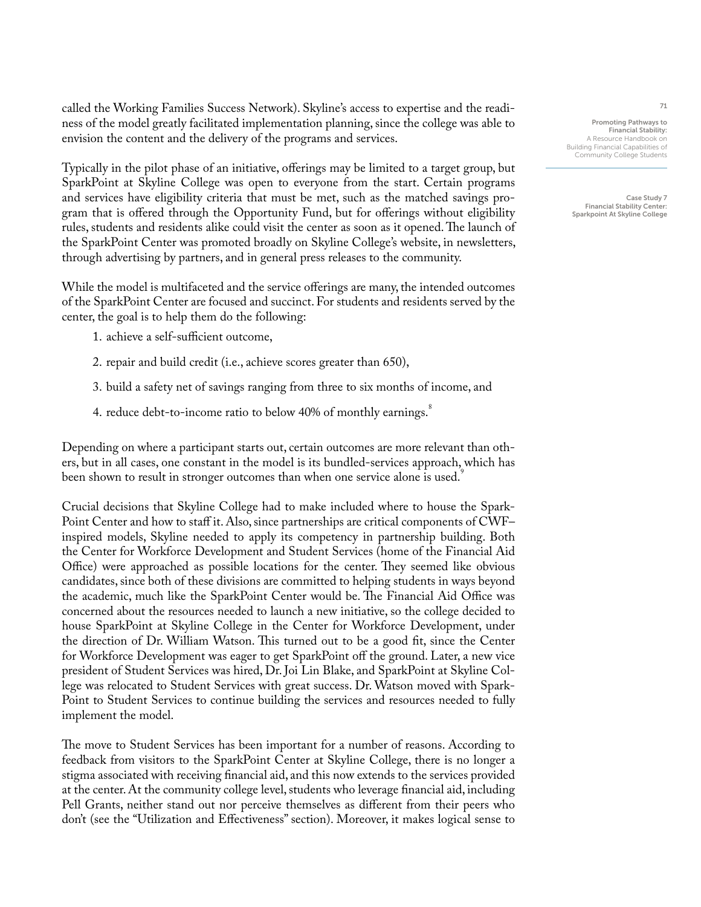called the Working Families Success Network). Skyline's access to expertise and the readiness of the model greatly facilitated implementation planning, since the college was able to envision the content and the delivery of the programs and services.

Typically in the pilot phase of an initiative, offerings may be limited to a target group, but SparkPoint at Skyline College was open to everyone from the start. Certain programs and services have eligibility criteria that must be met, such as the matched savings program that is offered through the Opportunity Fund, but for offerings without eligibility rules, students and residents alike could visit the center as soon as it opened. The launch of the SparkPoint Center was promoted broadly on Skyline College's website, in newsletters, through advertising by partners, and in general press releases to the community.

While the model is multifaceted and the service offerings are many, the intended outcomes of the SparkPoint Center are focused and succinct. For students and residents served by the center, the goal is to help them do the following:

1. achieve a self-sufficient outcome,
2. repair and build credit (i.e., achieve scores greater than 650),
3. build a safety net of savings ranging from three to six months of income, and
4. reduce debt-to-income ratio to below 40% of monthly earnings.[8]

Depending on where a participant starts out, certain outcomes are more relevant than others, but in all cases, one constant in the model is its bundled-services approach, which has been shown to result in stronger outcomes than when one service alone is used.[9]

Crucial decisions that Skyline College had to make included where to house the SparkPoint Center and how to staff it. Also, since partnerships are critical components of CWF–inspired models, Skyline needed to apply its competency in partnership building. Both the Center for Workforce Development and Student Services (home of the Financial Aid Office) were approached as possible locations for the center. They seemed like obvious candidates, since both of these divisions are committed to helping students in ways beyond the academic, much like the SparkPoint Center would be. The Financial Aid Office was concerned about the resources needed to launch a new initiative, so the college decided to house SparkPoint at Skyline College in the Center for Workforce Development, under the direction of Dr. William Watson. This turned out to be a good fit, since the Center for Workforce Development was eager to get SparkPoint off the ground. Later, a new vice president of Student Services was hired, Dr. Joi Lin Blake, and SparkPoint at Skyline College was relocated to Student Services with great success. Dr. Watson moved with SparkPoint to Student Services to continue building the services and resources needed to fully implement the model.

The move to Student Services has been important for a number of reasons. According to feedback from visitors to the SparkPoint Center at Skyline College, there is no longer a stigma associated with receiving financial aid, and this now extends to the services provided at the center. At the community college level, students who leverage financial aid, including Pell Grants, neither stand out nor perceive themselves as different from their peers who don't (see the "Utilization and Effectiveness" section). Moreover, it makes logical sense to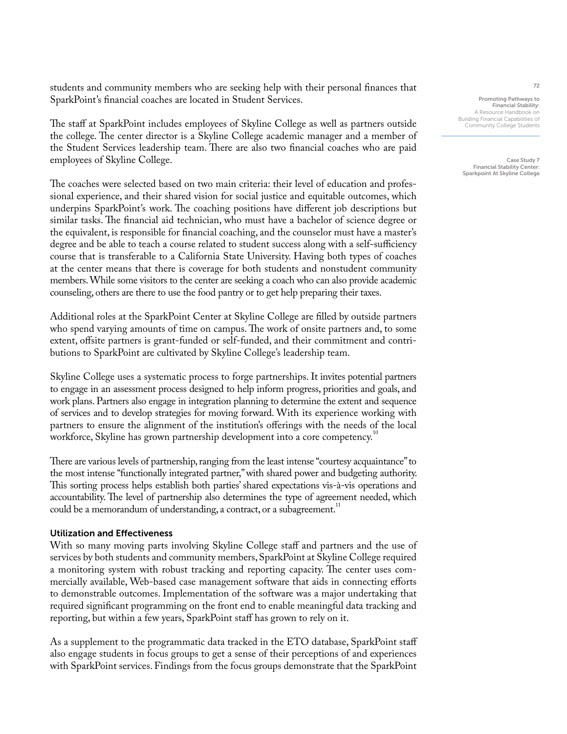students and community members who are seeking help with their personal finances that SparkPoint's financial coaches are located in Student Services.

The staff at SparkPoint includes employees of Skyline College as well as partners outside the college. The center director is a Skyline College academic manager and a member of the Student Services leadership team. There are also two financial coaches who are paid employees of Skyline College.

The coaches were selected based on two main criteria: their level of education and professional experience, and their shared vision for social justice and equitable outcomes, which underpins SparkPoint's work. The coaching positions have different job descriptions but similar tasks. The financial aid technician, who must have a bachelor of science degree or the equivalent, is responsible for financial coaching, and the counselor must have a master's degree and be able to teach a course related to student success along with a self-sufficiency course that is transferable to a California State University. Having both types of coaches at the center means that there is coverage for both students and nonstudent community members. While some visitors to the center are seeking a coach who can also provide academic counseling, others are there to use the food pantry or to get help preparing their taxes.

Additional roles at the SparkPoint Center at Skyline College are filled by outside partners who spend varying amounts of time on campus. The work of onsite partners and, to some extent, offsite partners is grant-funded or self-funded, and their commitment and contributions to SparkPoint are cultivated by Skyline College's leadership team.

Skyline College uses a systematic process to forge partnerships. It invites potential partners to engage in an assessment process designed to help inform progress, priorities and goals, and work plans. Partners also engage in integration planning to determine the extent and sequence of services and to develop strategies for moving forward. With its experience working with partners to ensure the alignment of the institution's offerings with the needs of the local workforce, Skyline has grown partnership development into a core competency.[10]

There are various levels of partnership, ranging from the least intense "courtesy acquaintance" to the most intense "functionally integrated partner," with shared power and budgeting authority. This sorting process helps establish both parties' shared expectations vis-à-vis operations and accountability. The level of partnership also determines the type of agreement needed, which could be a memorandum of understanding, a contract, or a subagreement.[11]

### Utilization and Effectiveness

With so many moving parts involving Skyline College staff and partners and the use of services by both students and community members, SparkPoint at Skyline College required a monitoring system with robust tracking and reporting capacity. The center uses commercially available, Web-based case management software that aids in connecting efforts to demonstrable outcomes. Implementation of the software was a major undertaking that required significant programming on the front end to enable meaningful data tracking and reporting, but within a few years, SparkPoint staff has grown to rely on it.

As a supplement to the programmatic data tracked in the ETO database, SparkPoint staff also engage students in focus groups to get a sense of their perceptions of and experiences with SparkPoint services. Findings from the focus groups demonstrate that the SparkPoint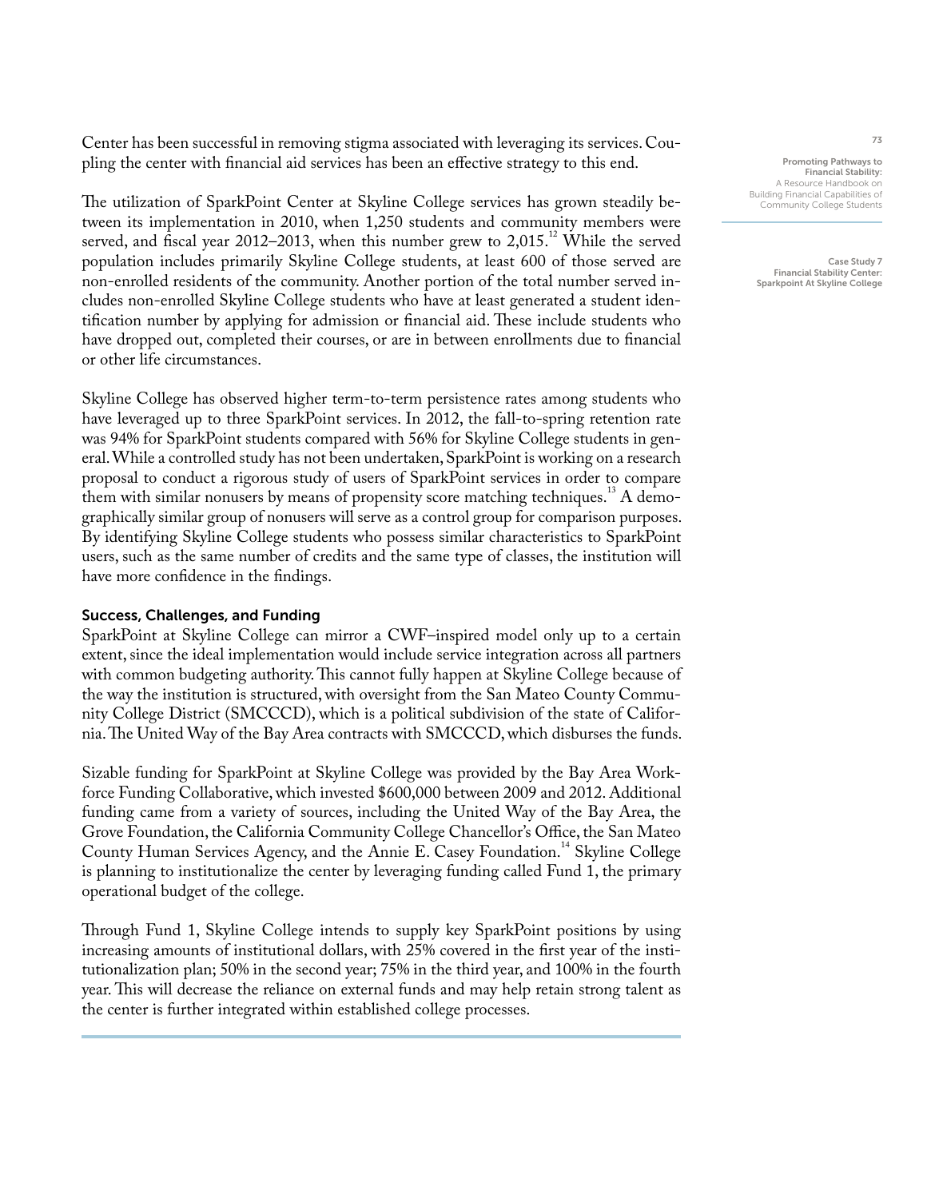Center has been successful in removing stigma associated with leveraging its services. Coupling the center with financial aid services has been an effective strategy to this end.

The utilization of SparkPoint Center at Skyline College services has grown steadily between its implementation in 2010, when 1,250 students and community members were served, and fiscal year 2012–2013, when this number grew to 2,015.[12] While the served population includes primarily Skyline College students, at least 600 of those served are non-enrolled residents of the community. Another portion of the total number served includes non-enrolled Skyline College students who have at least generated a student identification number by applying for admission or financial aid. These include students who have dropped out, completed their courses, or are in between enrollments due to financial or other life circumstances.

Skyline College has observed higher term-to-term persistence rates among students who have leveraged up to three SparkPoint services. In 2012, the fall-to-spring retention rate was 94% for SparkPoint students compared with 56% for Skyline College students in general. While a controlled study has not been undertaken, SparkPoint is working on a research proposal to conduct a rigorous study of users of SparkPoint services in order to compare them with similar nonusers by means of propensity score matching techniques.[13] A demographically similar group of nonusers will serve as a control group for comparison purposes. By identifying Skyline College students who possess similar characteristics to SparkPoint users, such as the same number of credits and the same type of classes, the institution will have more confidence in the findings.

### Success, Challenges, and Funding

SparkPoint at Skyline College can mirror a CWF–inspired model only up to a certain extent, since the ideal implementation would include service integration across all partners with common budgeting authority. This cannot fully happen at Skyline College because of the way the institution is structured, with oversight from the San Mateo County Community College District (SMCCCD), which is a political subdivision of the state of California. The United Way of the Bay Area contracts with SMCCCD, which disburses the funds.

Sizable funding for SparkPoint at Skyline College was provided by the Bay Area Workforce Funding Collaborative, which invested $600,000 between 2009 and 2012. Additional funding came from a variety of sources, including the United Way of the Bay Area, the Grove Foundation, the California Community College Chancellor's Office, the San Mateo County Human Services Agency, and the Annie E. Casey Foundation.[14] Skyline College is planning to institutionalize the center by leveraging funding called Fund 1, the primary operational budget of the college.

Through Fund 1, Skyline College intends to supply key SparkPoint positions by using increasing amounts of institutional dollars, with 25% covered in the first year of the institutionalization plan; 50% in the second year; 75% in the third year, and 100% in the fourth year. This will decrease the reliance on external funds and may help retain strong talent as the center is further integrated within established college processes.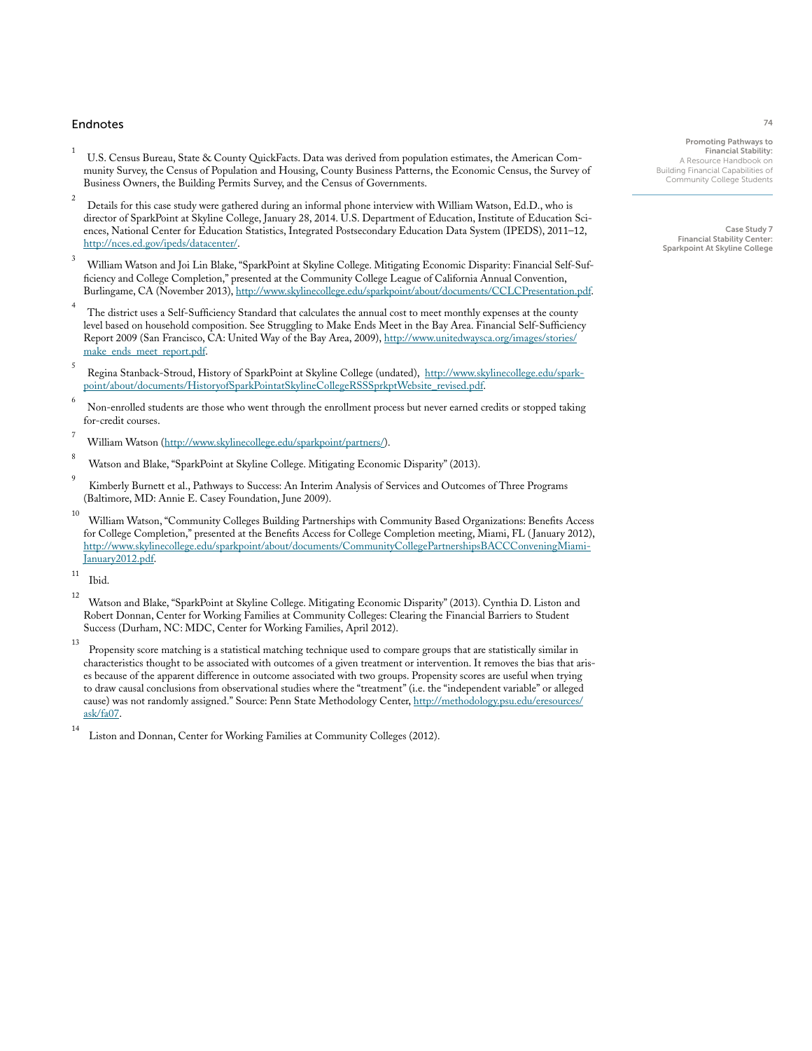## Endnotes

1. U.S. Census Bureau, State & County QuickFacts. Data was derived from population estimates, the American Community Survey, the Census of Population and Housing, County Business Patterns, the Economic Census, the Survey of Business Owners, the Building Permits Survey, and the Census of Governments.

2. Details for this case study were gathered during an informal phone interview with William Watson, Ed.D., who is director of SparkPoint at Skyline College, January 28, 2014. U.S. Department of Education, Institute of Education Sciences, National Center for Education Statistics, Integrated Postsecondary Education Data System (IPEDS), 2011–12, http://nces.ed.gov/ipeds/datacenter/.

3. William Watson and Joi Lin Blake, "SparkPoint at Skyline College. Mitigating Economic Disparity: Financial Self-Sufficiency and College Completion," presented at the Community College League of California Annual Convention, Burlingame, CA (November 2013), http://www.skylinecollege.edu/sparkpoint/about/documents/CCLCPresentation.pdf.

4. The district uses a Self-Sufficiency Standard that calculates the annual cost to meet monthly expenses at the county level based on household composition. See Struggling to Make Ends Meet in the Bay Area. Financial Self-Sufficiency Report 2009 (San Francisco, CA: United Way of the Bay Area, 2009), http://www.unitedwaysca.org/images/stories/make_ends_meet_report.pdf.

5. Regina Stanback-Stroud, History of SparkPoint at Skyline College (undated), http://www.skylinecollege.edu/sparkpoint/about/documents/HistoryofSparkPointatSkylineCollegeRSSSprkptWebsite_revised.pdf.

6. Non-enrolled students are those who went through the enrollment process but never earned credits or stopped taking for-credit courses.

7. William Watson (http://www.skylinecollege.edu/sparkpoint/partners/).

8. Watson and Blake, "SparkPoint at Skyline College. Mitigating Economic Disparity" (2013).

9. Kimberly Burnett et al., Pathways to Success: An Interim Analysis of Services and Outcomes of Three Programs (Baltimore, MD: Annie E. Casey Foundation, June 2009).

10. William Watson, "Community Colleges Building Partnerships with Community Based Organizations: Benefits Access for College Completion," presented at the Benefits Access for College Completion meeting, Miami, FL (January 2012), http://www.skylinecollege.edu/sparkpoint/about/documents/CommunityCollegePartnershipsBACCConveningMiami-January2012.pdf.

11. Ibid.

12. Watson and Blake, "SparkPoint at Skyline College. Mitigating Economic Disparity" (2013). Cynthia D. Liston and Robert Donnan, Center for Working Families at Community Colleges: Clearing the Financial Barriers to Student Success (Durham, NC: MDC, Center for Working Families, April 2012).

13. Propensity score matching is a statistical matching technique used to compare groups that are statistically similar in characteristics thought to be associated with outcomes of a given treatment or intervention. It removes the bias that arises because of the apparent difference in outcome associated with two groups. Propensity scores are useful when trying to draw causal conclusions from observational studies where the "treatment" (i.e. the "independent variable" or alleged cause) was not randomly assigned." Source: Penn State Methodology Center, http://methodology.psu.edu/eresources/ask/fa07.

14. Liston and Donnan, Center for Working Families at Community Colleges (2012).